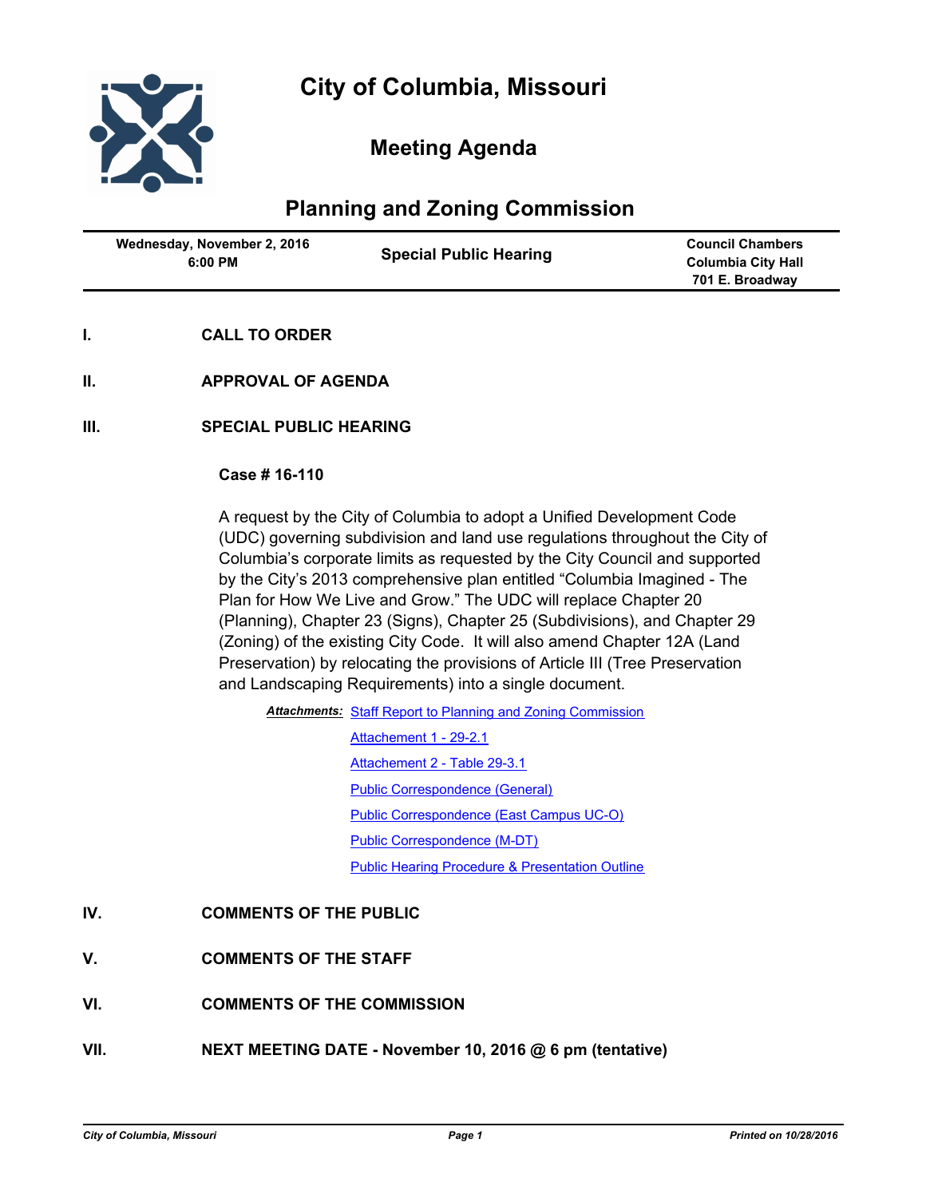# City of Columbia, Missouri

## Meeting Agenda

## Planning and Zoning Commission

| Wednesday, November 2, 2016 6:00 PM | Special Public Hearing | Council Chambers Columbia City Hall 701 E. Broadway |
|---|---|---|

**I. CALL TO ORDER**

**II. APPROVAL OF AGENDA**

**III. SPECIAL PUBLIC HEARING**

**Case # 16-110**

A request by the City of Columbia to adopt a Unified Development Code (UDC) governing subdivision and land use regulations throughout the City of Columbia's corporate limits as requested by the City Council and supported by the City's 2013 comprehensive plan entitled "Columbia Imagined - The Plan for How We Live and Grow." The UDC will replace Chapter 20 (Planning), Chapter 23 (Signs), Chapter 25 (Subdivisions), and Chapter 29 (Zoning) of the existing City Code. It will also amend Chapter 12A (Land Preservation) by relocating the provisions of Article III (Tree Preservation and Landscaping Requirements) into a single document.

***Attachments:*** Staff Report to Planning and Zoning Commission
Attachement 1 - 29-2.1
Attachement 2 - Table 29-3.1
Public Correspondence (General)
Public Correspondence (East Campus UC-O)
Public Correspondence (M-DT)
Public Hearing Procedure & Presentation Outline

**IV. COMMENTS OF THE PUBLIC**

**V. COMMENTS OF THE STAFF**

**VI. COMMENTS OF THE COMMISSION**

**VII. NEXT MEETING DATE - November 10, 2016 @ 6 pm (tentative)**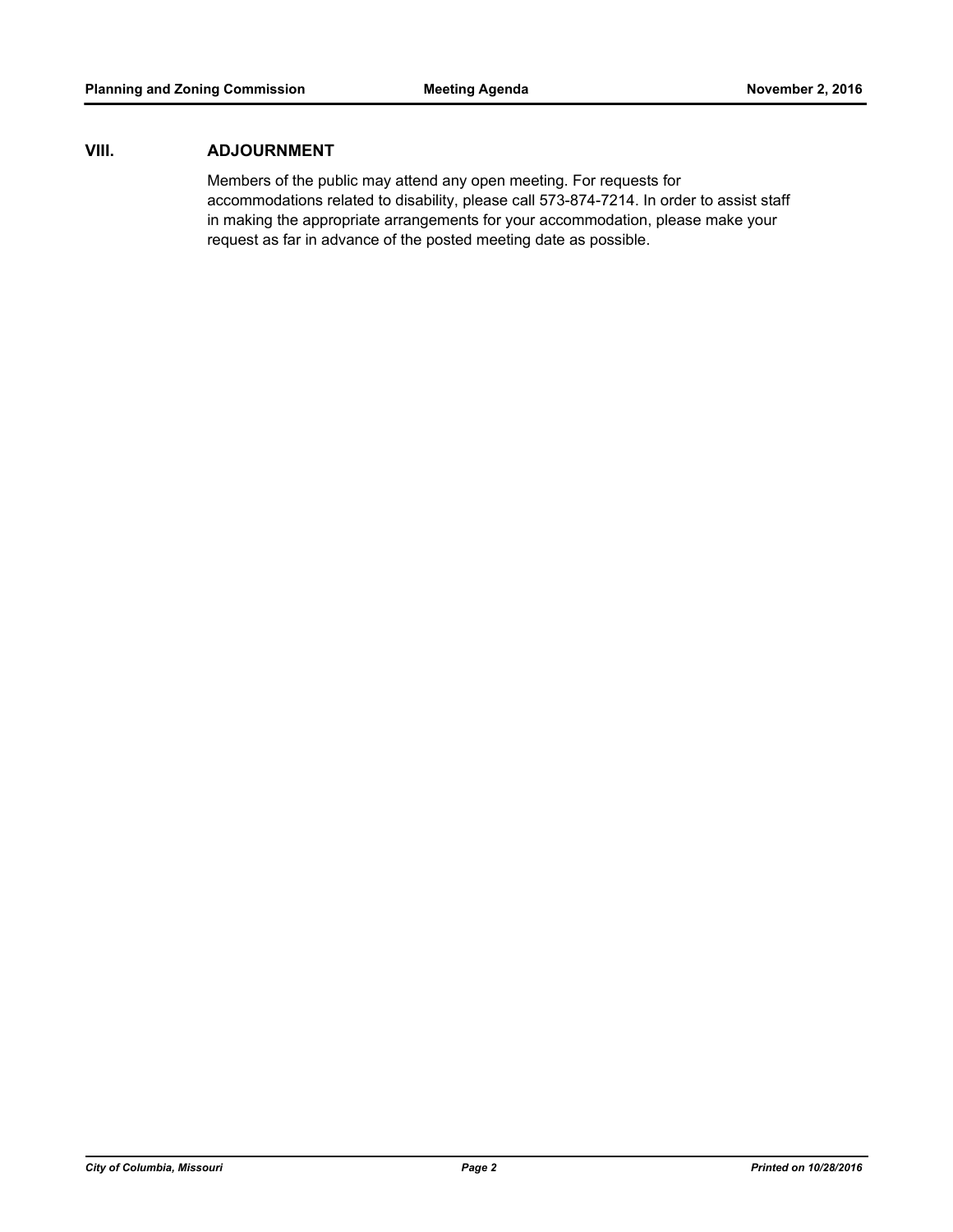## VIII. ADJOURNMENT

Members of the public may attend any open meeting. For requests for accommodations related to disability, please call 573-874-7214. In order to assist staff in making the appropriate arrangements for your accommodation, please make your request as far in advance of the posted meeting date as possible.